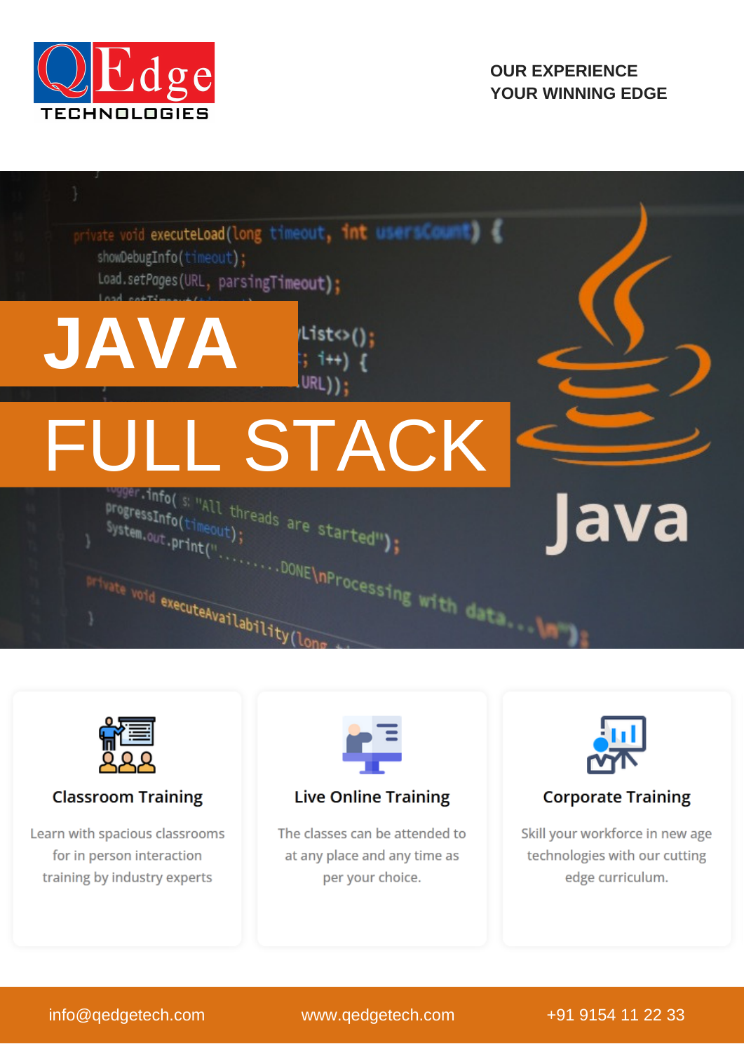QEdge TECHNOLOGIES

OUR EXPERIENCE
YOUR WINNING EDGE

# JAVA FULL STACK

### Classroom Training

Learn with spacious classrooms for in person interaction training by industry experts

### Live Online Training

The classes can be attended to at any place and any time as per your choice.

### Corporate Training

Skill your workforce in new age technologies with our cutting edge curriculum.

info@qedgetech.com | www.qedgetech.com | +91 9154 11 22 33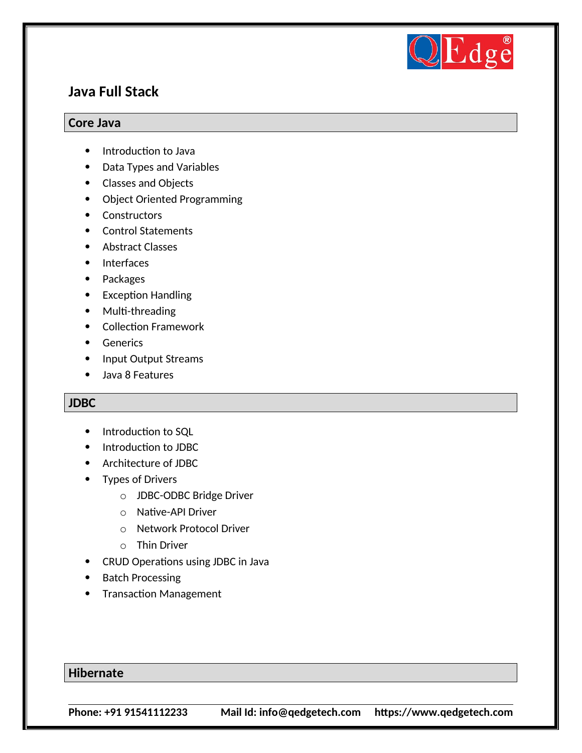# Java Full Stack

## Core Java

- Introduction to Java
- Data Types and Variables
- Classes and Objects
- Object Oriented Programming
- Constructors
- Control Statements
- Abstract Classes
- Interfaces
- Packages
- Exception Handling
- Multi-threading
- Collection Framework
- Generics
- Input Output Streams
- Java 8 Features

## JDBC

- Introduction to SQL
- Introduction to JDBC
- Architecture of JDBC
- Types of Drivers
    - JDBC-ODBC Bridge Driver
    - Native-API Driver
    - Network Protocol Driver
    - Thin Driver
- CRUD Operations using JDBC in Java
- Batch Processing
- Transaction Management

## Hibernate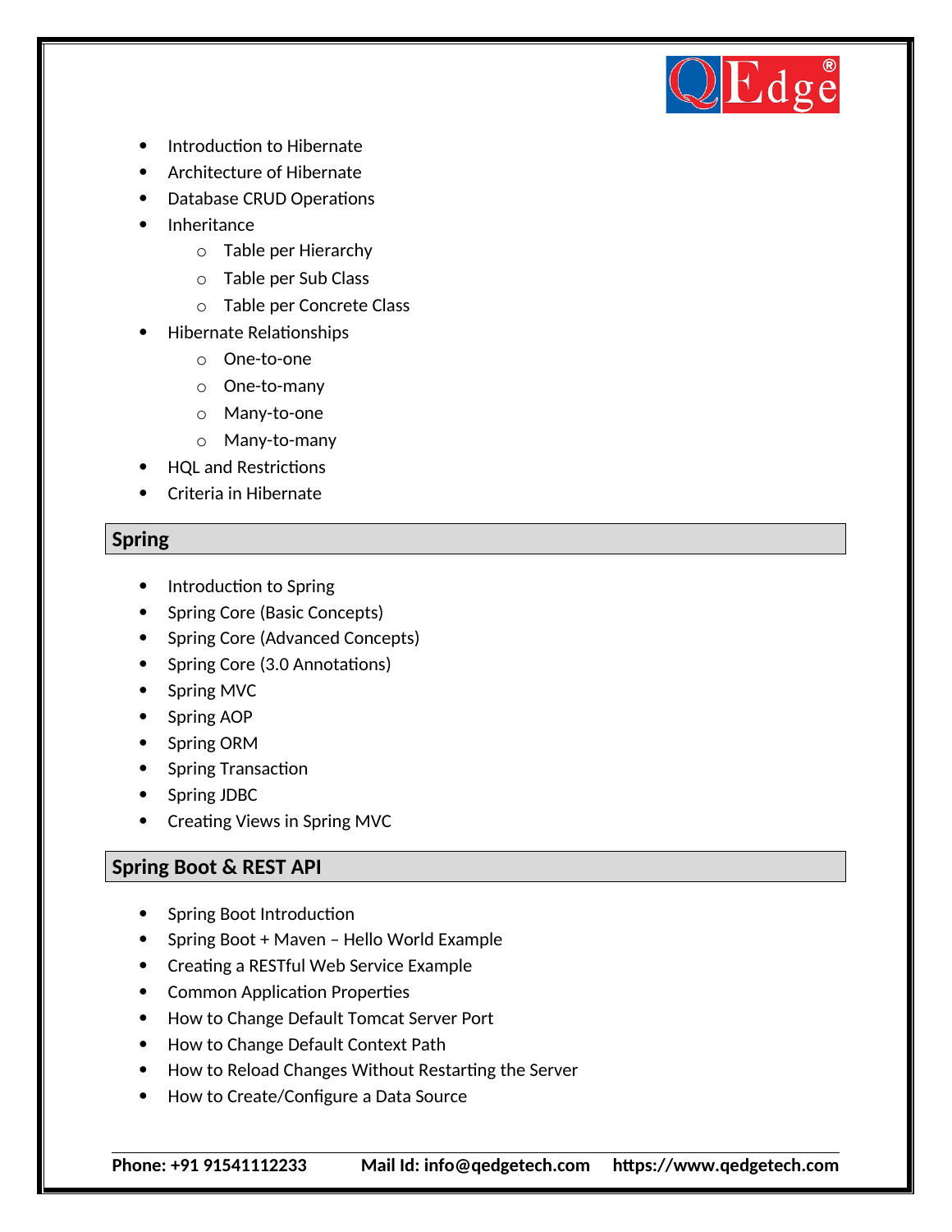- Introduction to Hibernate
- Architecture of Hibernate
- Database CRUD Operations
- Inheritance
    - Table per Hierarchy
    - Table per Sub Class
    - Table per Concrete Class
- Hibernate Relationships
    - One-to-one
    - One-to-many
    - Many-to-one
    - Many-to-many
- HQL and Restrictions
- Criteria in Hibernate

## Spring

- Introduction to Spring
- Spring Core (Basic Concepts)
- Spring Core (Advanced Concepts)
- Spring Core (3.0 Annotations)
- Spring MVC
- Spring AOP
- Spring ORM
- Spring Transaction
- Spring JDBC
- Creating Views in Spring MVC

## Spring Boot & REST API

- Spring Boot Introduction
- Spring Boot + Maven – Hello World Example
- Creating a RESTful Web Service Example
- Common Application Properties
- How to Change Default Tomcat Server Port
- How to Change Default Context Path
- How to Reload Changes Without Restarting the Server
- How to Create/Configure a Data Source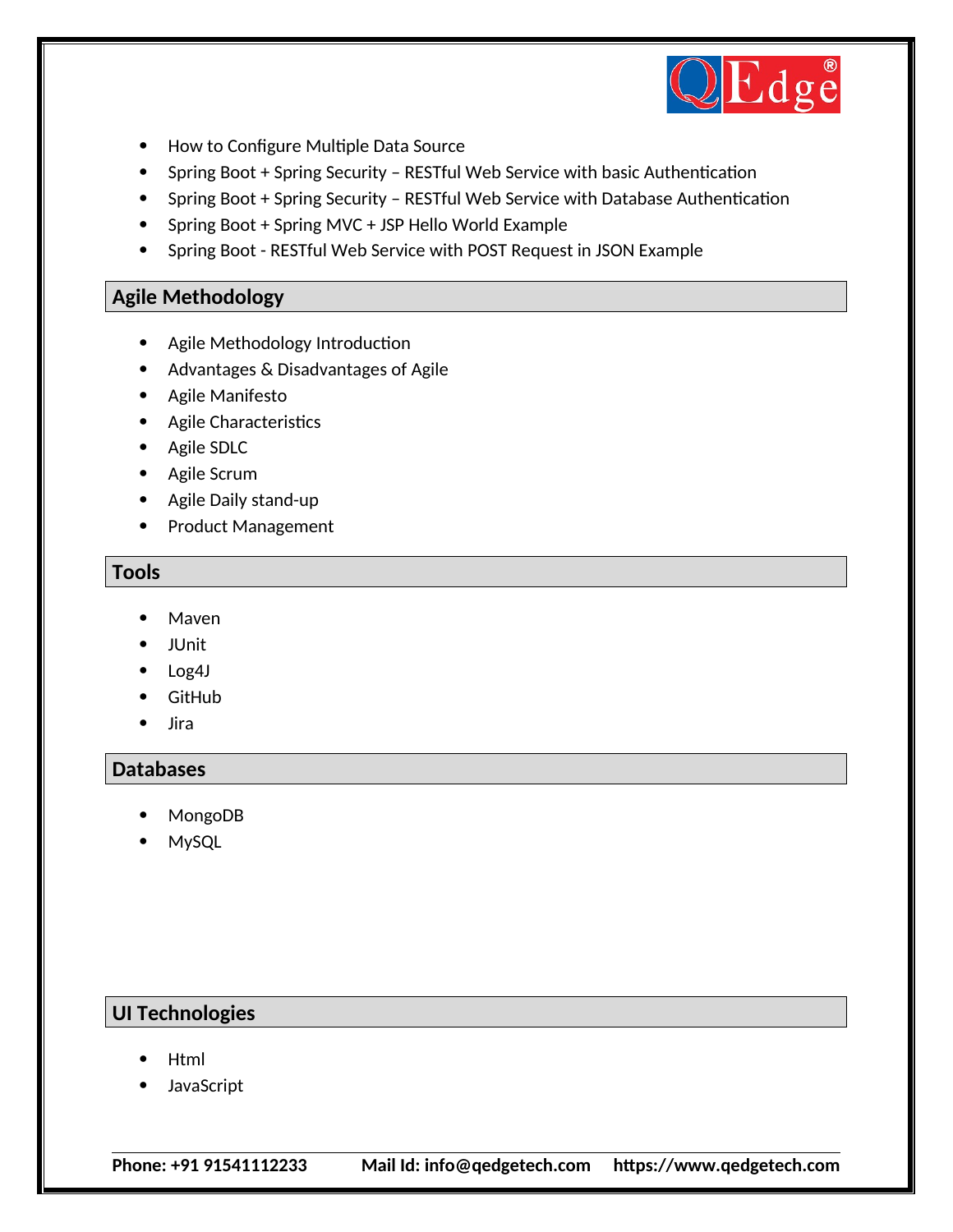- How to Configure Multiple Data Source
- Spring Boot + Spring Security – RESTful Web Service with basic Authentication
- Spring Boot + Spring Security – RESTful Web Service with Database Authentication
- Spring Boot + Spring MVC + JSP Hello World Example
- Spring Boot - RESTful Web Service with POST Request in JSON Example

## Agile Methodology

- Agile Methodology Introduction
- Advantages & Disadvantages of Agile
- Agile Manifesto
- Agile Characteristics
- Agile SDLC
- Agile Scrum
- Agile Daily stand-up
- Product Management

## Tools

- Maven
- JUnit
- Log4J
- GitHub
- Jira

## Databases

- MongoDB
- MySQL

## UI Technologies

- Html
- JavaScript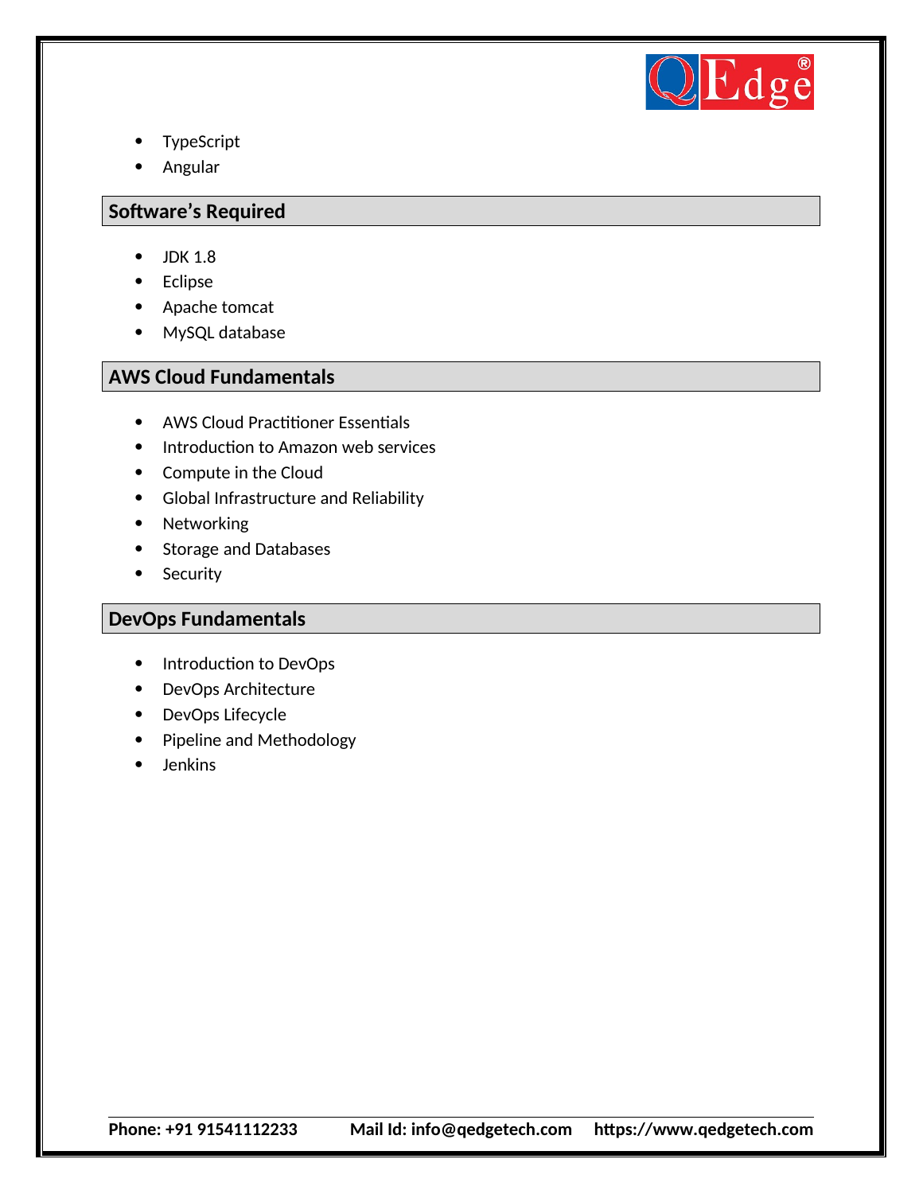- TypeScript
- Angular

## Software's Required

- JDK 1.8
- Eclipse
- Apache tomcat
- MySQL database

## AWS Cloud Fundamentals

- AWS Cloud Practitioner Essentials
- Introduction to Amazon web services
- Compute in the Cloud
- Global Infrastructure and Reliability
- Networking
- Storage and Databases
- Security

## DevOps Fundamentals

- Introduction to DevOps
- DevOps Architecture
- DevOps Lifecycle
- Pipeline and Methodology
- Jenkins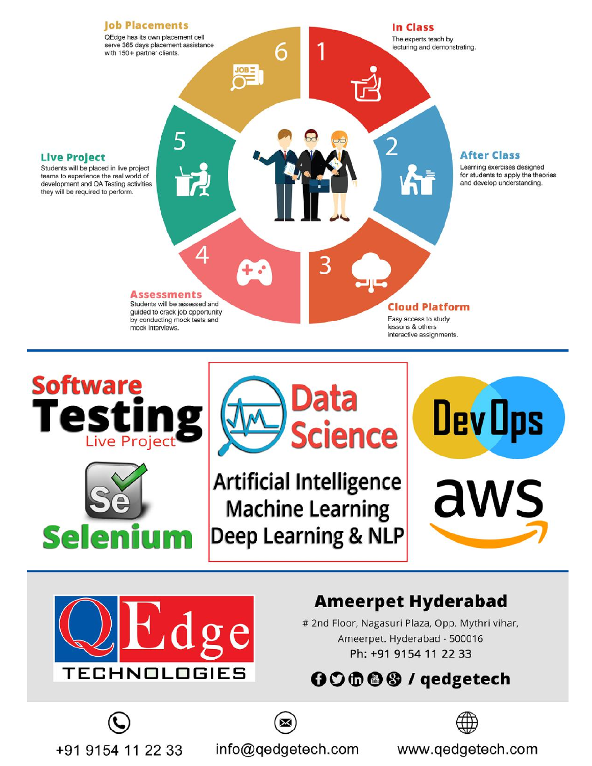## 1 In Class

The experts teach by lecturing and demonstrating.

## 2 After Class

Learning exercises designed for students to apply the theories and develop understanding.

## 3 Cloud Platform

Easy access to study lessons & others interactive assignments.

## 4 Assessments

Students will be assessed and guided to crack job opportunity by conducting mock tests and mock interviews.

## 5 Live Project

Students will be placed in live project teams to experience the real world of development and QA Testing activities they will be required to perform.

## 6 Job Placements

QEdge has its own placement cell serve 365 days placement assistance with 150+ partner clients.

---

**Software Testing** Live Project

**Selenium**

**Data Science**

Artificial Intelligence
Machine Learning
Deep Learning & NLP

**DevOps**

**aws**

---

**QEdge TECHNOLOGIES**

## Ameerpet Hyderabad

# 2nd Floor, Nagasuri Plaza, Opp. Mythri vihar,
Ameerpet. Hyderabad - 500016
Ph: +91 9154 11 22 33

**/ qedgetech**

+91 9154 11 22 33 | info@qedgetech.com | www.qedgetech.com